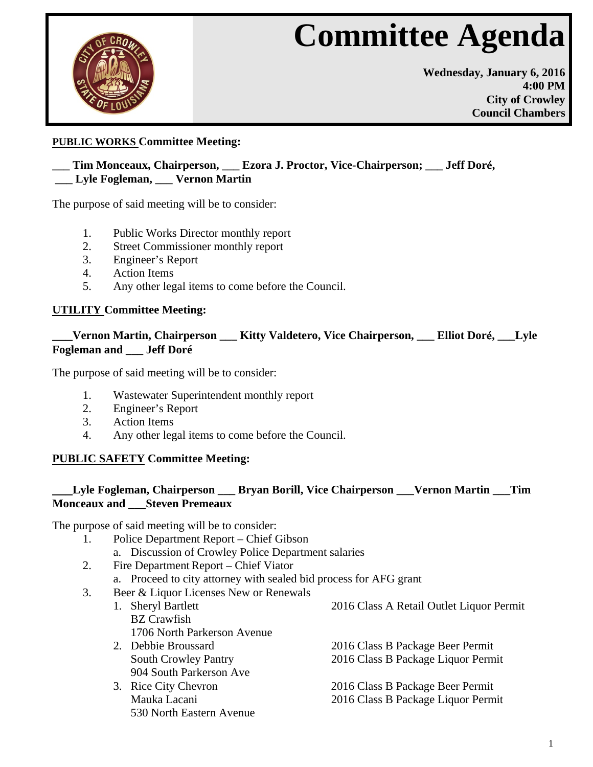# Committee Agenda

**Wednesday, January 6, 2016**
**4:00 PM**
**City of Crowley**
**Council Chambers**

**PUBLIC WORKS Committee Meeting:**

**___ Tim Monceaux, Chairperson, ___ Ezora J. Proctor, Vice-Chairperson; ___ Jeff Doré, ___ Lyle Fogleman, ___ Vernon Martin**

The purpose of said meeting will be to consider:

1. Public Works Director monthly report
2. Street Commissioner monthly report
3. Engineer's Report
4. Action Items
5. Any other legal items to come before the Council.

**UTILITY Committee Meeting:**

**___Vernon Martin, Chairperson ___ Kitty Valdetero, Vice Chairperson, ___ Elliot Doré, ___Lyle Fogleman and ___ Jeff Doré**

The purpose of said meeting will be to consider:

1. Wastewater Superintendent monthly report
2. Engineer's Report
3. Action Items
4. Any other legal items to come before the Council.

**PUBLIC SAFETY Committee Meeting:**

**___Lyle Fogleman, Chairperson ___ Bryan Borill, Vice Chairperson ___Vernon Martin ___Tim Monceaux and ___Steven Premeaux**

The purpose of said meeting will be to consider:

1. Police Department Report – Chief Gibson
   a. Discussion of Crowley Police Department salaries
2. Fire Department Report – Chief Viator
   a. Proceed to city attorney with sealed bid process for AFG grant
3. Beer & Liquor Licenses New or Renewals
   1. Sheryl Bartlett — 2016 Class A Retail Outlet Liquor Permit
      BZ Crawfish
      1706 North Parkerson Avenue
   2. Debbie Broussard — 2016 Class B Package Beer Permit; 2016 Class B Package Liquor Permit
      South Crowley Pantry
      904 South Parkerson Ave
   3. Rice City Chevron — 2016 Class B Package Beer Permit; 2016 Class B Package Liquor Permit
      Mauka Lacani
      530 North Eastern Avenue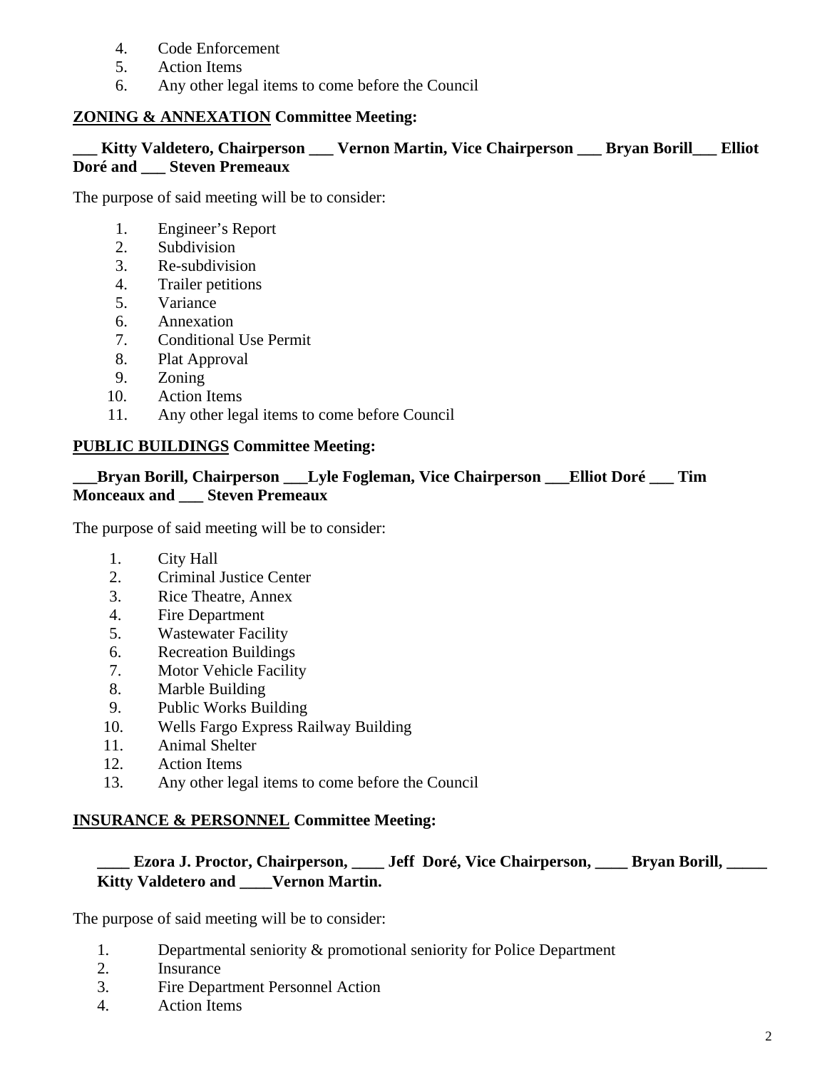4. Code Enforcement
5. Action Items
6. Any other legal items to come before the Council

**ZONING & ANNEXATION Committee Meeting:**

**___ Kitty Valdetero, Chairperson ___ Vernon Martin, Vice Chairperson ___ Bryan Borill___ Elliot Doré and ___ Steven Premeaux**

The purpose of said meeting will be to consider:

1. Engineer's Report
2. Subdivision
3. Re-subdivision
4. Trailer petitions
5. Variance
6. Annexation
7. Conditional Use Permit
8. Plat Approval
9. Zoning
10. Action Items
11. Any other legal items to come before Council

**PUBLIC BUILDINGS Committee Meeting:**

**___Bryan Borill, Chairperson ___Lyle Fogleman, Vice Chairperson ___Elliot Doré ___ Tim Monceaux and ___ Steven Premeaux**

The purpose of said meeting will be to consider:

1. City Hall
2. Criminal Justice Center
3. Rice Theatre, Annex
4. Fire Department
5. Wastewater Facility
6. Recreation Buildings
7. Motor Vehicle Facility
8. Marble Building
9. Public Works Building
10. Wells Fargo Express Railway Building
11. Animal Shelter
12. Action Items
13. Any other legal items to come before the Council

**INSURANCE & PERSONNEL Committee Meeting:**

**____ Ezora J. Proctor, Chairperson, ____ Jeff Doré, Vice Chairperson, ____ Bryan Borill, _____ Kitty Valdetero and ____Vernon Martin.**

The purpose of said meeting will be to consider:

1. Departmental seniority & promotional seniority for Police Department
2. Insurance
3. Fire Department Personnel Action
4. Action Items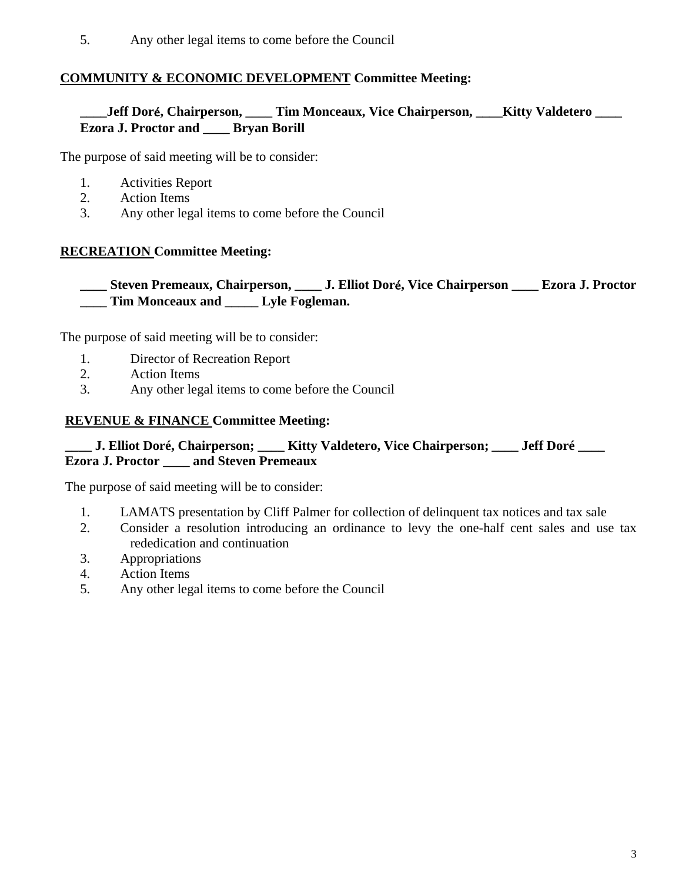5. Any other legal items to come before the Council

**COMMUNITY & ECONOMIC DEVELOPMENT Committee Meeting:**

**____Jeff Doré, Chairperson, ____ Tim Monceaux, Vice Chairperson, ____Kitty Valdetero ____ Ezora J. Proctor and ____ Bryan Borill**

The purpose of said meeting will be to consider:

1. Activities Report
2. Action Items
3. Any other legal items to come before the Council

**RECREATION Committee Meeting:**

**____ Steven Premeaux, Chairperson, ____ J. Elliot Doré, Vice Chairperson ____ Ezora J. Proctor ____ Tim Monceaux and _____ Lyle Fogleman.**

The purpose of said meeting will be to consider:

1. Director of Recreation Report
2. Action Items
3. Any other legal items to come before the Council

**REVENUE & FINANCE Committee Meeting:**

**____ J. Elliot Doré, Chairperson; ____ Kitty Valdetero, Vice Chairperson; ____ Jeff Doré ____ Ezora J. Proctor ____ and Steven Premeaux**

The purpose of said meeting will be to consider:

1. LAMATS presentation by Cliff Palmer for collection of delinquent tax notices and tax sale
2. Consider a resolution introducing an ordinance to levy the one-half cent sales and use tax rededication and continuation
3. Appropriations
4. Action Items
5. Any other legal items to come before the Council